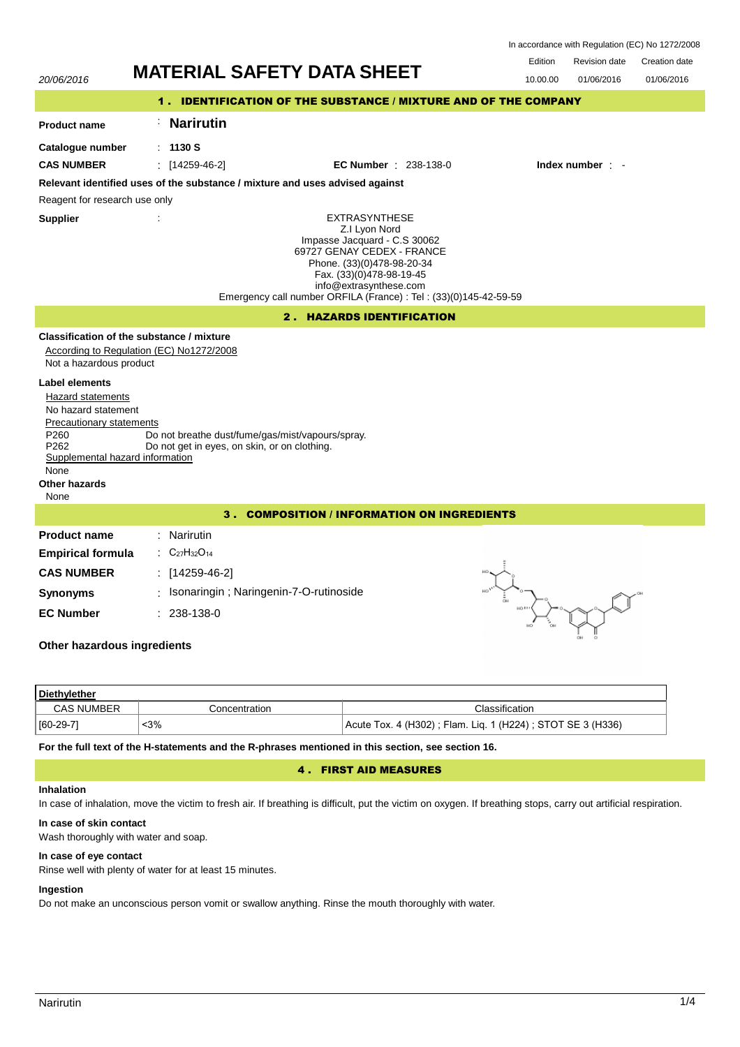In accordance with Regulation (EC) No 1272/2008

| | | Edition | Revision date | Creation date |
|---|---|---|---|---|
| 20/06/2016 | **MATERIAL SAFETY DATA SHEET** | 10.00.00 | 01/06/2016 | 01/06/2016 |

## 1 . IDENTIFICATION OF THE SUBSTANCE / MIXTURE AND OF THE COMPANY

**Product name** : **Narirutin**

**Catalogue number** : **1130 S**

**CAS NUMBER** : [14259-46-2] **EC Number** : 238-138-0 **Index number** : -

**Relevant identified uses of the substance / mixture and uses advised against**

Reagent for research use only

**Supplier** :

EXTRASYNTHESE
Z.I Lyon Nord
Impasse Jacquard - C.S 30062
69727 GENAY CEDEX - FRANCE
Phone. (33)(0)478-98-20-34
Fax. (33)(0)478-98-19-45
info@extrasynthese.com
Emergency call number ORFILA (France) : Tel : (33)(0)145-42-59-59

## 2 . HAZARDS IDENTIFICATION

**Classification of the substance / mixture**

According to Regulation (EC) No1272/2008

Not a hazardous product

**Label elements**

Hazard statements

No hazard statement

Precautionary statements

P260 Do not breathe dust/fume/gas/mist/vapours/spray.
P262 Do not get in eyes, on skin, or on clothing.

Supplemental hazard information

None

**Other hazards**

None

## 3 . COMPOSITION / INFORMATION ON INGREDIENTS

**Product name** : Narirutin

**Empirical formula** : $C_{27}H_{32}O_{14}$

**CAS NUMBER** : [14259-46-2]

**Synonyms** : Isonaringin ; Naringenin-7-O-rutinoside

**EC Number** : 238-138-0

**Other hazardous ingredients**

| **Diethylether** | | |
|---|---|---|
| CAS NUMBER | Concentration | Classification |
| [60-29-7] | <3% | Acute Tox. 4 (H302) ; Flam. Liq. 1 (H224) ; STOT SE 3 (H336) |

**For the full text of the H-statements and the R-phrases mentioned in this section, see section 16.**

## 4 . FIRST AID MEASURES

**Inhalation**

In case of inhalation, move the victim to fresh air. If breathing is difficult, put the victim on oxygen. If breathing stops, carry out artificial respiration.

**In case of skin contact**

Wash thoroughly with water and soap.

**In case of eye contact**

Rinse well with plenty of water for at least 15 minutes.

**Ingestion**

Do not make an unconscious person vomit or swallow anything. Rinse the mouth thoroughly with water.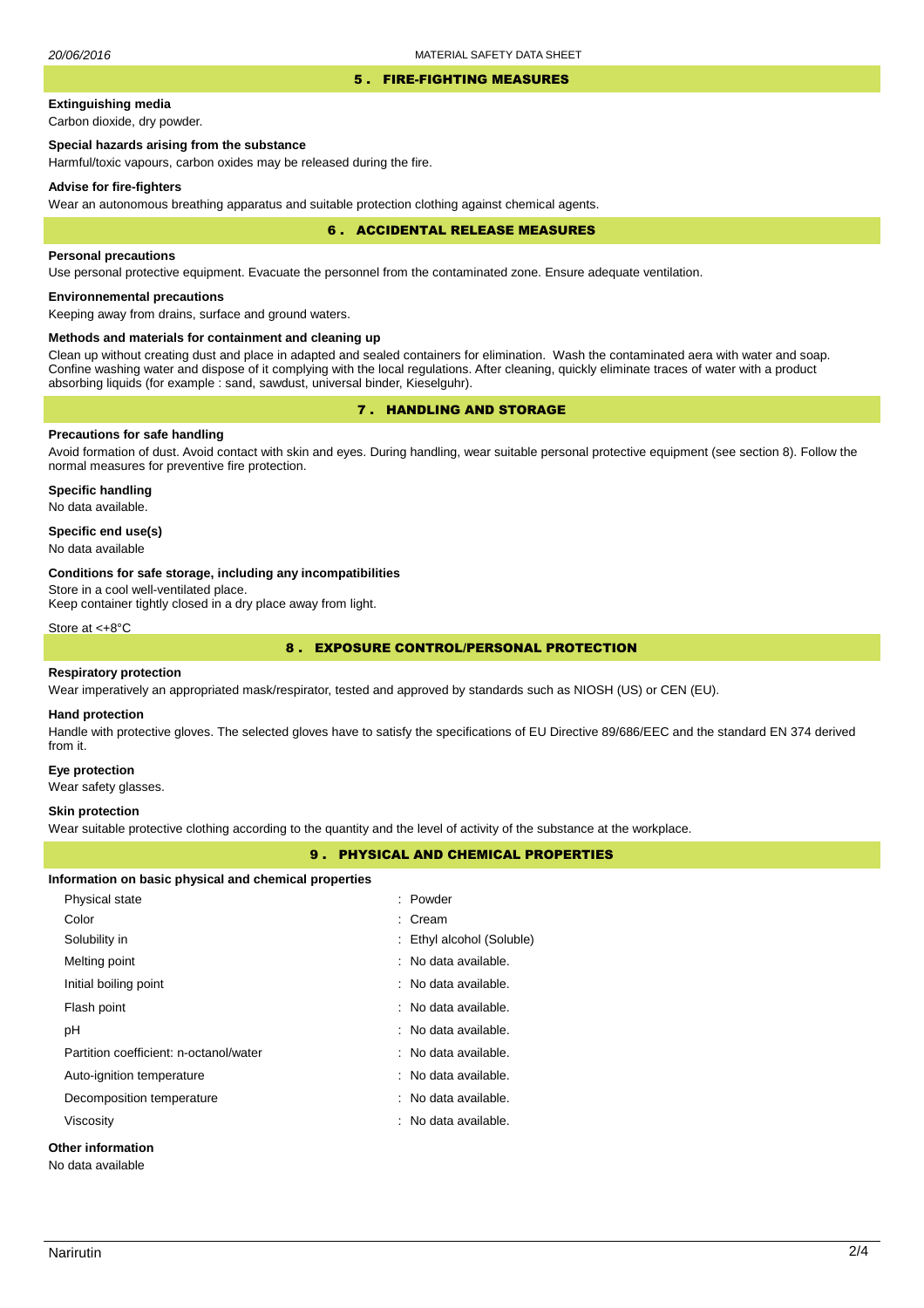## 5 . FIRE-FIGHTING MEASURES

**Extinguishing media**

Carbon dioxide, dry powder.

**Special hazards arising from the substance**

Harmful/toxic vapours, carbon oxides may be released during the fire.

**Advise for fire-fighters**

Wear an autonomous breathing apparatus and suitable protection clothing against chemical agents.

## 6 . ACCIDENTAL RELEASE MEASURES

**Personal precautions**

Use personal protective equipment. Evacuate the personnel from the contaminated zone. Ensure adequate ventilation.

**Environnemental precautions**

Keeping away from drains, surface and ground waters.

**Methods and materials for containment and cleaning up**

Clean up without creating dust and place in adapted and sealed containers for elimination. Wash the contaminated aera with water and soap. Confine washing water and dispose of it complying with the local regulations. After cleaning, quickly eliminate traces of water with a product absorbing liquids (for example : sand, sawdust, universal binder, Kieselguhr).

## 7 . HANDLING AND STORAGE

**Precautions for safe handling**

Avoid formation of dust. Avoid contact with skin and eyes. During handling, wear suitable personal protective equipment (see section 8). Follow the normal measures for preventive fire protection.

**Specific handling**

No data available.

**Specific end use(s)**

No data available

**Conditions for safe storage, including any incompatibilities**

Store in a cool well-ventilated place.
Keep container tightly closed in a dry place away from light.

Store at <+8°C

## 8 . EXPOSURE CONTROL/PERSONAL PROTECTION

**Respiratory protection**

Wear imperatively an appropriated mask/respirator, tested and approved by standards such as NIOSH (US) or CEN (EU).

**Hand protection**

Handle with protective gloves. The selected gloves have to satisfy the specifications of EU Directive 89/686/EEC and the standard EN 374 derived from it.

**Eye protection**

Wear safety glasses.

**Skin protection**

Wear suitable protective clothing according to the quantity and the level of activity of the substance at the workplace.

## 9 . PHYSICAL AND CHEMICAL PROPERTIES

**Information on basic physical and chemical properties**

| | |
|---|---|
| Physical state | : Powder |
| Color | : Cream |
| Solubility in | : Ethyl alcohol (Soluble) |
| Melting point | : No data available. |
| Initial boiling point | : No data available. |
| Flash point | : No data available. |
| pH | : No data available. |
| Partition coefficient: n-octanol/water | : No data available. |
| Auto-ignition temperature | : No data available. |
| Decomposition temperature | : No data available. |
| Viscosity | : No data available. |

**Other information**

No data available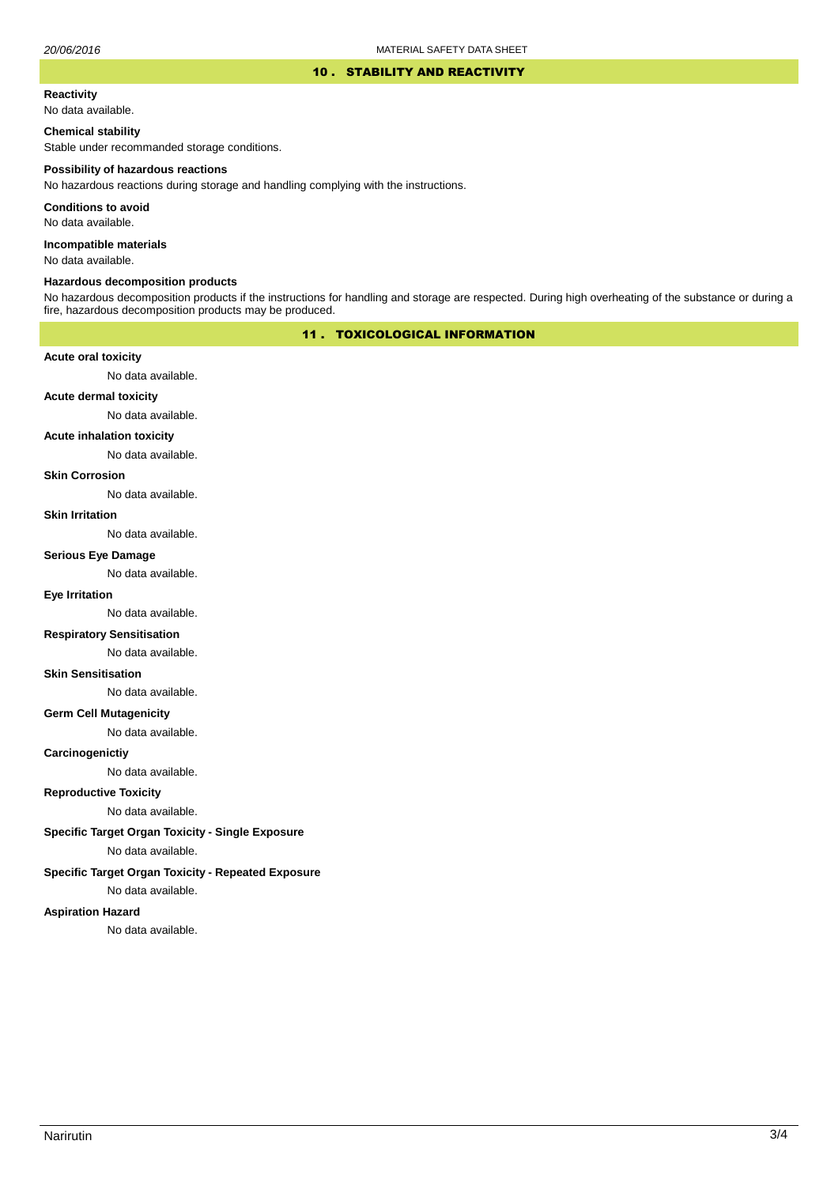## 10 . STABILITY AND REACTIVITY

**Reactivity**

No data available.

**Chemical stability**

Stable under recommanded storage conditions.

**Possibility of hazardous reactions**

No hazardous reactions during storage and handling complying with the instructions.

**Conditions to avoid**

No data available.

**Incompatible materials**

No data available.

**Hazardous decomposition products**

No hazardous decomposition products if the instructions for handling and storage are respected. During high overheating of the substance or during a fire, hazardous decomposition products may be produced.

## 11 . TOXICOLOGICAL INFORMATION

**Acute oral toxicity**

No data available.

**Acute dermal toxicity**

No data available.

**Acute inhalation toxicity**

No data available.

**Skin Corrosion**

No data available.

**Skin Irritation**

No data available.

**Serious Eye Damage**

No data available.

**Eye Irritation**

No data available.

**Respiratory Sensitisation**

No data available.

**Skin Sensitisation**

No data available.

**Germ Cell Mutagenicity**

No data available.

**Carcinogenictiy**

No data available.

**Reproductive Toxicity**

No data available.

**Specific Target Organ Toxicity - Single Exposure**

No data available.

**Specific Target Organ Toxicity - Repeated Exposure**

No data available.

**Aspiration Hazard**

No data available.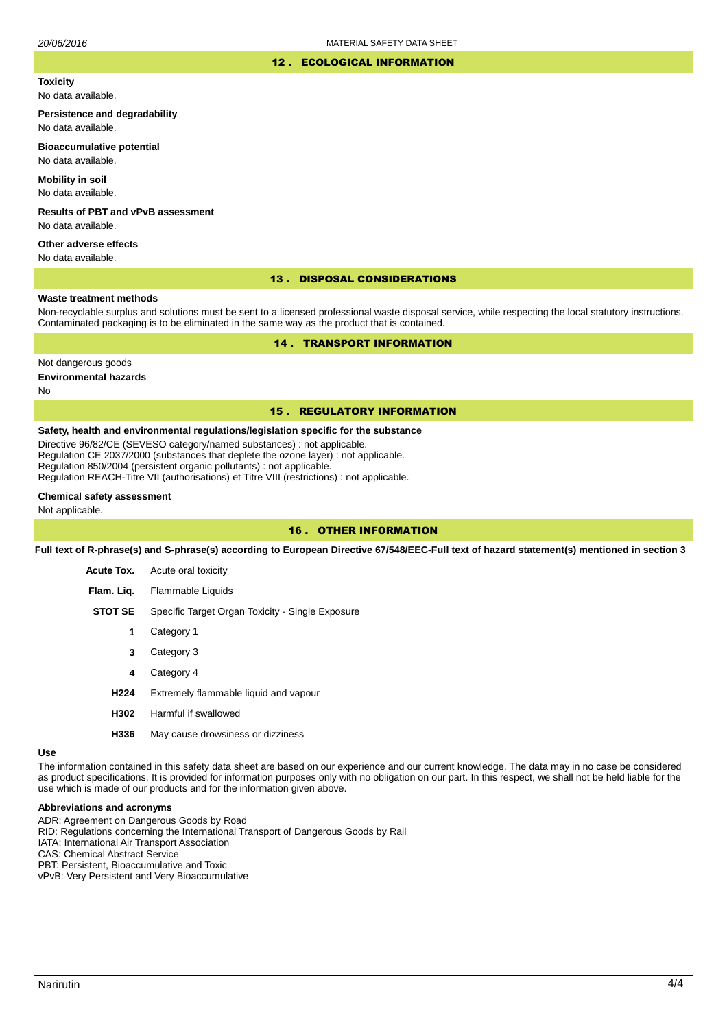## 12 . ECOLOGICAL INFORMATION

**Toxicity**

No data available.

**Persistence and degradability**

No data available.

**Bioaccumulative potential**

No data available.

**Mobility in soil**

No data available.

**Results of PBT and vPvB assessment**

No data available.

**Other adverse effects**

No data available.

## 13 . DISPOSAL CONSIDERATIONS

**Waste treatment methods**

Non-recyclable surplus and solutions must be sent to a licensed professional waste disposal service, while respecting the local statutory instructions. Contaminated packaging is to be eliminated in the same way as the product that is contained.

## 14 . TRANSPORT INFORMATION

Not dangerous goods

**Environmental hazards**

No

## 15 . REGULATORY INFORMATION

**Safety, health and environmental regulations/legislation specific for the substance**

Directive 96/82/CE (SEVESO category/named substances) : not applicable.
Regulation CE 2037/2000 (substances that deplete the ozone layer) : not applicable.
Regulation 850/2004 (persistent organic pollutants) : not applicable.
Regulation REACH-Titre VII (authorisations) et Titre VIII (restrictions) : not applicable.

**Chemical safety assessment**

Not applicable.

## 16 . OTHER INFORMATION

**Full text of R-phrase(s) and S-phrase(s) according to European Directive 67/548/EEC-Full text of hazard statement(s) mentioned in section 3**

| | |
|---|---|
| **Acute Tox.** | Acute oral toxicity |
| **Flam. Liq.** | Flammable Liquids |
| **STOT SE** | Specific Target Organ Toxicity - Single Exposure |
| **1** | Category 1 |
| **3** | Category 3 |
| **4** | Category 4 |
| **H224** | Extremely flammable liquid and vapour |
| **H302** | Harmful if swallowed |
| **H336** | May cause drowsiness or dizziness |

**Use**

The information contained in this safety data sheet are based on our experience and our current knowledge. The data may in no case be considered as product specifications. It is provided for information purposes only with no obligation on our part. In this respect, we shall not be held liable for the use which is made of our products and for the information given above.

**Abbreviations and acronyms**

ADR: Agreement on Dangerous Goods by Road
RID: Regulations concerning the International Transport of Dangerous Goods by Rail
IATA: International Air Transport Association
CAS: Chemical Abstract Service
PBT: Persistent, Bioaccumulative and Toxic
vPvB: Very Persistent and Very Bioaccumulative